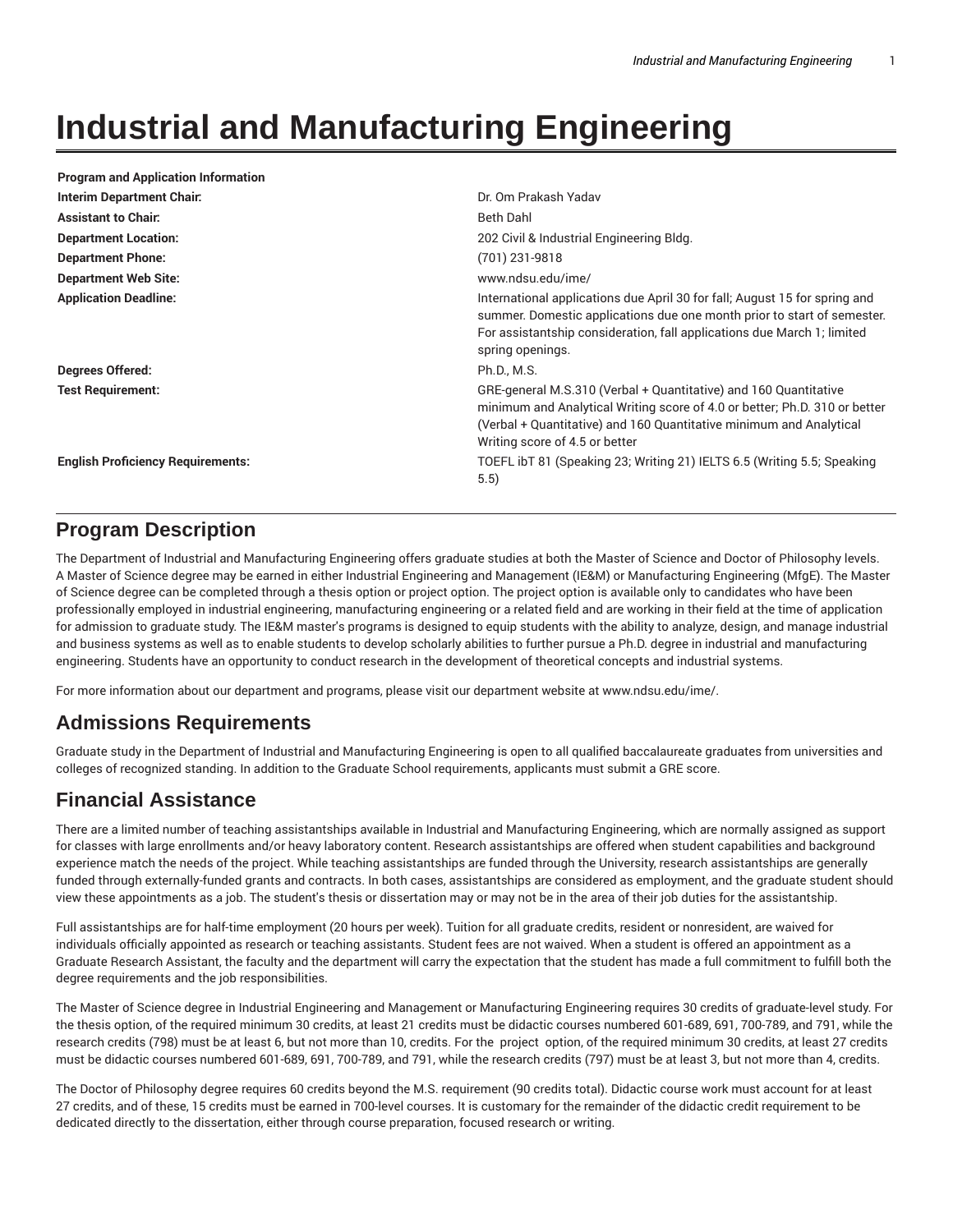# Industrial and Manufacturing Engineering

| Program and Application Information | |
| --- | --- |
| **Interim Department Chair:** | Dr. Om Prakash Yadav |
| **Assistant to Chair:** | Beth Dahl |
| **Department Location:** | 202 Civil & Industrial Engineering Bldg. |
| **Department Phone:** | (701) 231-9818 |
| **Department Web Site:** | www.ndsu.edu/ime/ |
| **Application Deadline:** | International applications due April 30 for fall; August 15 for spring and summer. Domestic applications due one month prior to start of semester. For assistantship consideration, fall applications due March 1; limited spring openings. |
| **Degrees Offered:** | Ph.D., M.S. |
| **Test Requirement:** | GRE-general M.S.310 (Verbal + Quantitative) and 160 Quantitative minimum and Analytical Writing score of 4.0 or better; Ph.D. 310 or better (Verbal + Quantitative) and 160 Quantitative minimum and Analytical Writing score of 4.5 or better |
| **English Proficiency Requirements:** | TOEFL ibT 81 (Speaking 23; Writing 21) IELTS 6.5 (Writing 5.5; Speaking 5.5) |

## Program Description

The Department of Industrial and Manufacturing Engineering offers graduate studies at both the Master of Science and Doctor of Philosophy levels. A Master of Science degree may be earned in either Industrial Engineering and Management (IE&M) or Manufacturing Engineering (MfgE). The Master of Science degree can be completed through a thesis option or project option. The project option is available only to candidates who have been professionally employed in industrial engineering, manufacturing engineering or a related field and are working in their field at the time of application for admission to graduate study. The IE&M master's programs is designed to equip students with the ability to analyze, design, and manage industrial and business systems as well as to enable students to develop scholarly abilities to further pursue a Ph.D. degree in industrial and manufacturing engineering. Students have an opportunity to conduct research in the development of theoretical concepts and industrial systems.

For more information about our department and programs, please visit our department website at www.ndsu.edu/ime/.

## Admissions Requirements

Graduate study in the Department of Industrial and Manufacturing Engineering is open to all qualified baccalaureate graduates from universities and colleges of recognized standing. In addition to the Graduate School requirements, applicants must submit a GRE score.

## Financial Assistance

There are a limited number of teaching assistantships available in Industrial and Manufacturing Engineering, which are normally assigned as support for classes with large enrollments and/or heavy laboratory content. Research assistantships are offered when student capabilities and background experience match the needs of the project. While teaching assistantships are funded through the University, research assistantships are generally funded through externally-funded grants and contracts. In both cases, assistantships are considered as employment, and the graduate student should view these appointments as a job. The student's thesis or dissertation may or may not be in the area of their job duties for the assistantship.

Full assistantships are for half-time employment (20 hours per week). Tuition for all graduate credits, resident or nonresident, are waived for individuals officially appointed as research or teaching assistants. Student fees are not waived. When a student is offered an appointment as a Graduate Research Assistant, the faculty and the department will carry the expectation that the student has made a full commitment to fulfill both the degree requirements and the job responsibilities.

The Master of Science degree in Industrial Engineering and Management or Manufacturing Engineering requires 30 credits of graduate-level study. For the thesis option, of the required minimum 30 credits, at least 21 credits must be didactic courses numbered 601-689, 691, 700-789, and 791, while the research credits (798) must be at least 6, but not more than 10, credits. For the project option, of the required minimum 30 credits, at least 27 credits must be didactic courses numbered 601-689, 691, 700-789, and 791, while the research credits (797) must be at least 3, but not more than 4, credits.

The Doctor of Philosophy degree requires 60 credits beyond the M.S. requirement (90 credits total). Didactic course work must account for at least 27 credits, and of these, 15 credits must be earned in 700-level courses. It is customary for the remainder of the didactic credit requirement to be dedicated directly to the dissertation, either through course preparation, focused research or writing.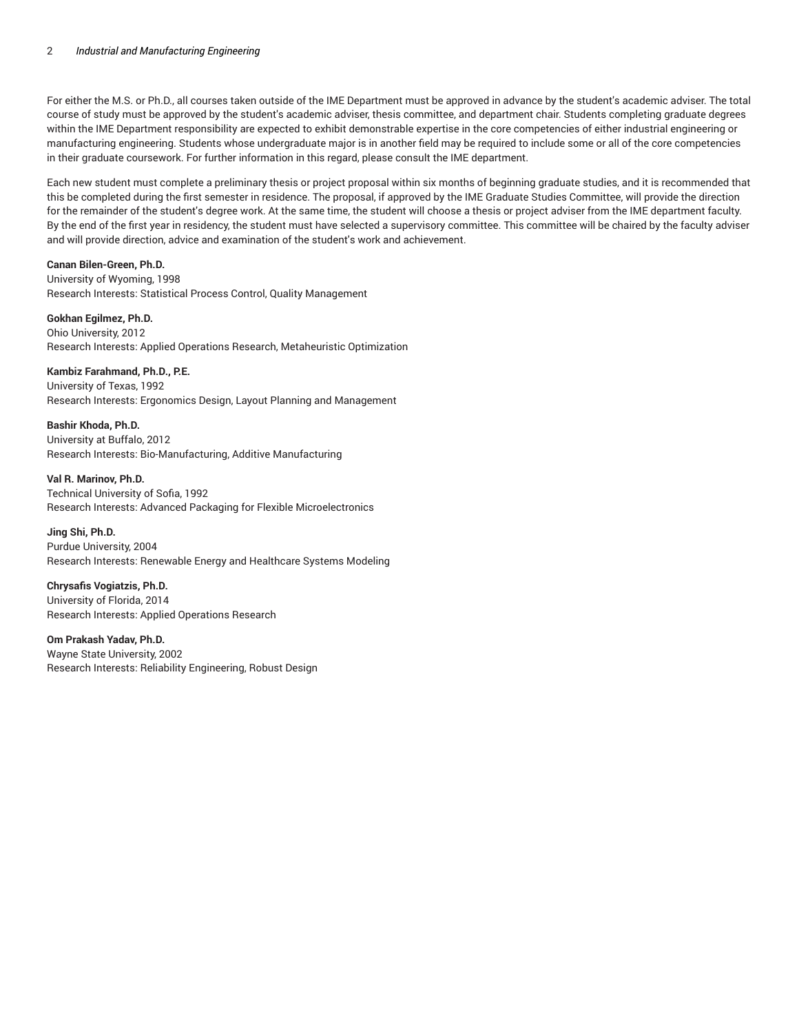For either the M.S. or Ph.D., all courses taken outside of the IME Department must be approved in advance by the student's academic adviser. The total course of study must be approved by the student's academic adviser, thesis committee, and department chair. Students completing graduate degrees within the IME Department responsibility are expected to exhibit demonstrable expertise in the core competencies of either industrial engineering or manufacturing engineering. Students whose undergraduate major is in another field may be required to include some or all of the core competencies in their graduate coursework. For further information in this regard, please consult the IME department.

Each new student must complete a preliminary thesis or project proposal within six months of beginning graduate studies, and it is recommended that this be completed during the first semester in residence. The proposal, if approved by the IME Graduate Studies Committee, will provide the direction for the remainder of the student's degree work. At the same time, the student will choose a thesis or project adviser from the IME department faculty. By the end of the first year in residency, the student must have selected a supervisory committee. This committee will be chaired by the faculty adviser and will provide direction, advice and examination of the student's work and achievement.

**Canan Bilen-Green, Ph.D.**
University of Wyoming, 1998
Research Interests: Statistical Process Control, Quality Management

**Gokhan Egilmez, Ph.D.**
Ohio University, 2012
Research Interests: Applied Operations Research, Metaheuristic Optimization

**Kambiz Farahmand, Ph.D., P.E.**
University of Texas, 1992
Research Interests: Ergonomics Design, Layout Planning and Management

**Bashir Khoda, Ph.D.**
University at Buffalo, 2012
Research Interests: Bio-Manufacturing, Additive Manufacturing

**Val R. Marinov, Ph.D.**
Technical University of Sofia, 1992
Research Interests: Advanced Packaging for Flexible Microelectronics

**Jing Shi, Ph.D.**
Purdue University, 2004
Research Interests: Renewable Energy and Healthcare Systems Modeling

**Chrysafis Vogiatzis, Ph.D.**
University of Florida, 2014
Research Interests: Applied Operations Research

**Om Prakash Yadav, Ph.D.**
Wayne State University, 2002
Research Interests: Reliability Engineering, Robust Design